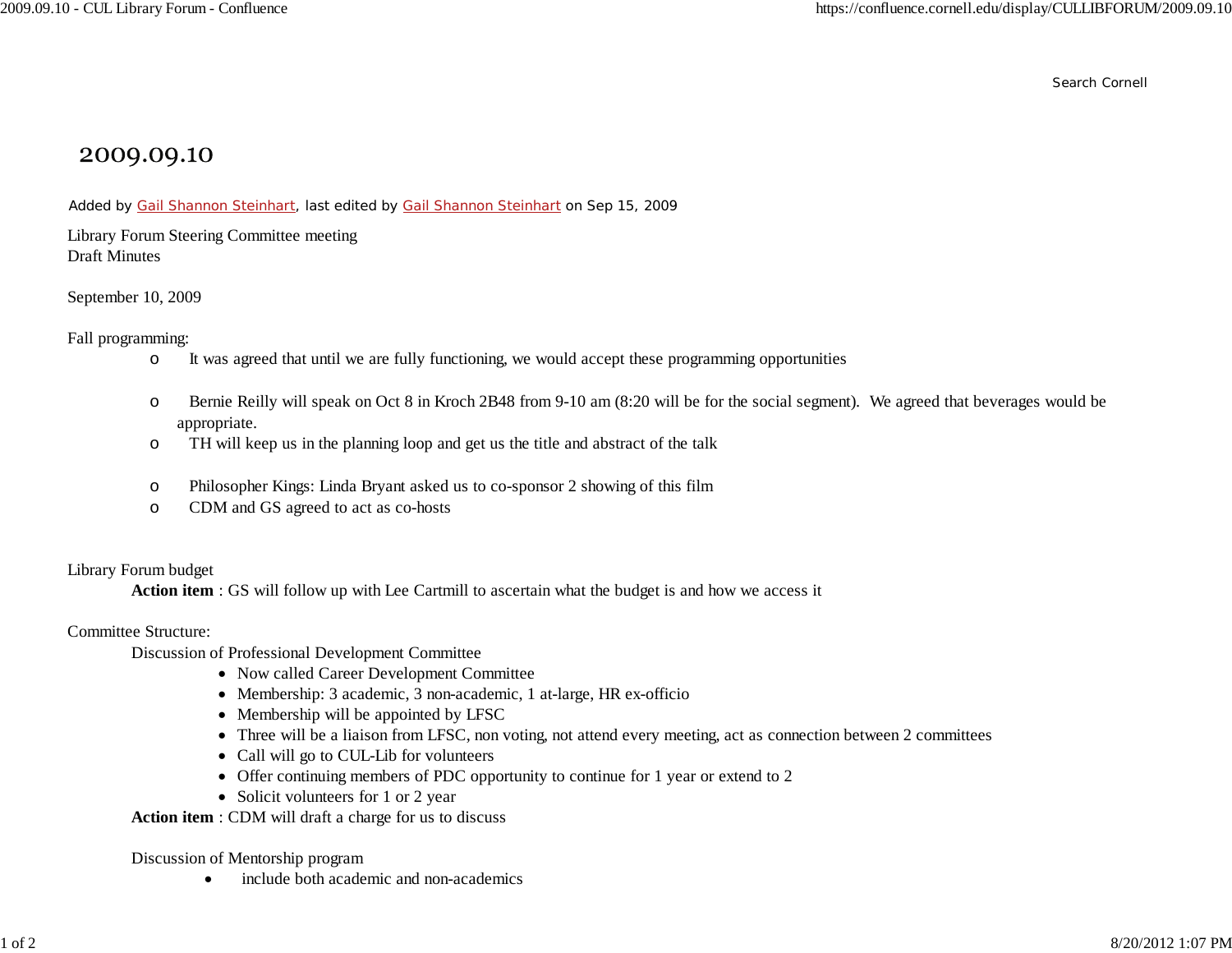Search Cornell

# 2009.09.10

Added by Gail Shannon Steinhart, last edited by Gail Shannon Steinhart on Sep 15, 2009

Library Forum Steering Committee meeting
Draft Minutes

September 10, 2009

Fall programming:

- It was agreed that until we are fully functioning, we would accept these programming opportunities

- Bernie Reilly will speak on Oct 8 in Kroch 2B48 from 9-10 am (8:20 will be for the social segment). We agreed that beverages would be appropriate.
- TH will keep us in the planning loop and get us the title and abstract of the talk

- Philosopher Kings: Linda Bryant asked us to co-sponsor 2 showing of this film
- CDM and GS agreed to act as co-hosts

Library Forum budget

**Action item** : GS will follow up with Lee Cartmill to ascertain what the budget is and how we access it

Committee Structure:

Discussion of Professional Development Committee

- Now called Career Development Committee
- Membership: 3 academic, 3 non-academic, 1 at-large, HR ex-officio
- Membership will be appointed by LFSC
- Three will be a liaison from LFSC, non voting, not attend every meeting, act as connection between 2 committees
- Call will go to CUL-Lib for volunteers
- Offer continuing members of PDC opportunity to continue for 1 year or extend to 2
- Solicit volunteers for 1 or 2 year

**Action item** : CDM will draft a charge for us to discuss

Discussion of Mentorship program

- include both academic and non-academics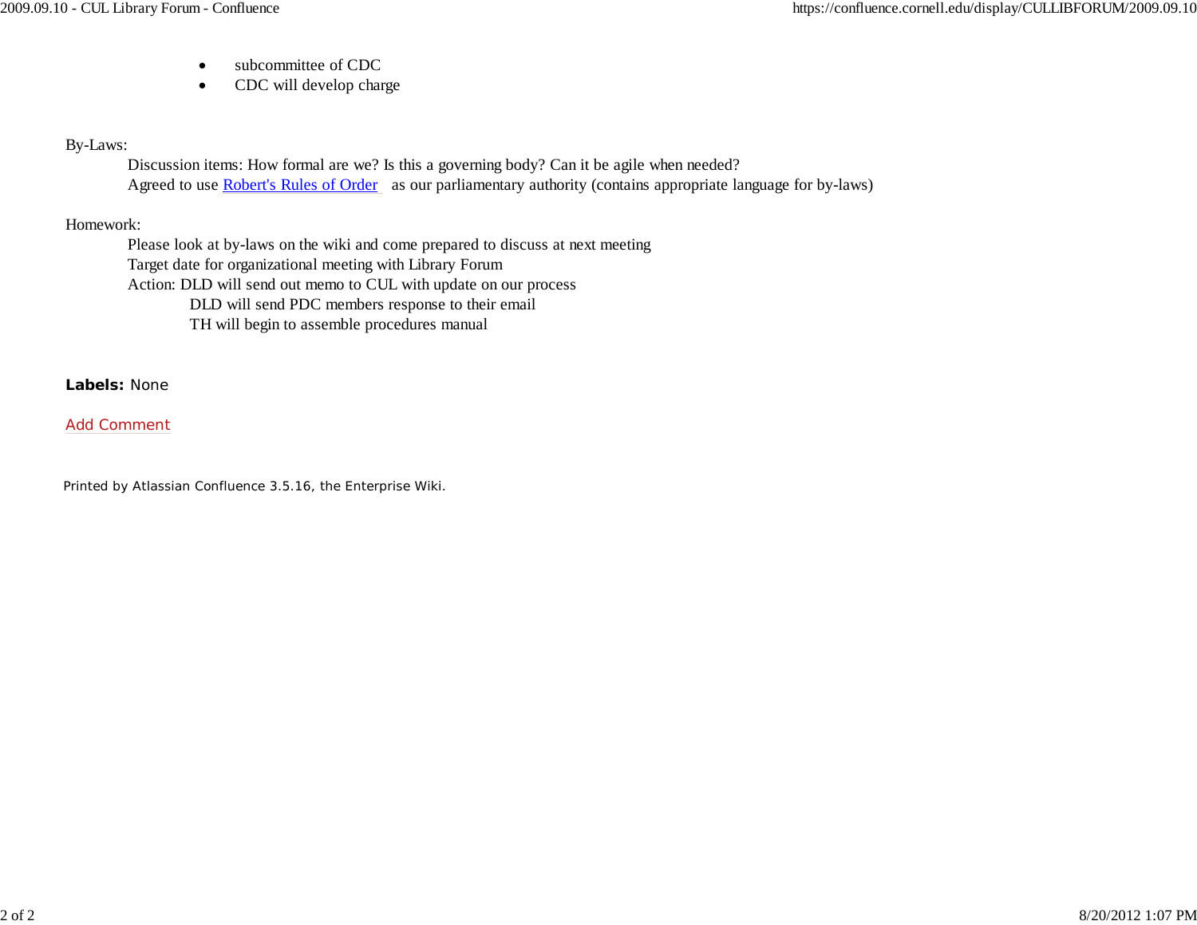- subcommittee of CDC
- CDC will develop charge

By-Laws:

Discussion items: How formal are we? Is this a governing body? Can it be agile when needed?
Agreed to use Robert's Rules of Order as our parliamentary authority (contains appropriate language for by-laws)

Homework:

Please look at by-laws on the wiki and come prepared to discuss at next meeting
Target date for organizational meeting with Library Forum
Action: DLD will send out memo to CUL with update on our process
DLD will send PDC members response to their email
TH will begin to assemble procedures manual

**Labels:** None

Add Comment

Printed by Atlassian Confluence 3.5.16, the Enterprise Wiki.